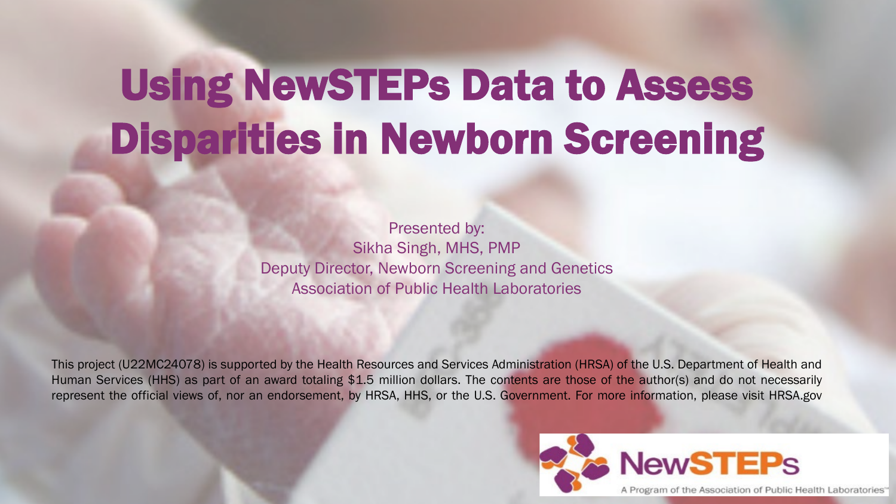# Using NewSTEPs Data to Assess Disparities in Newborn Screening

Presented by:
Sikha Singh, MHS, PMP
Deputy Director, Newborn Screening and Genetics
Association of Public Health Laboratories

This project (U22MC24078) is supported by the Health Resources and Services Administration (HRSA) of the U.S. Department of Health and Human Services (HHS) as part of an award totaling $1.5 million dollars. The contents are those of the author(s) and do not necessarily represent the official views of, nor an endorsement, by HRSA, HHS, or the U.S. Government. For more information, please visit HRSA.gov

NewSTEPs
A Program of the Association of Public Health Laboratories™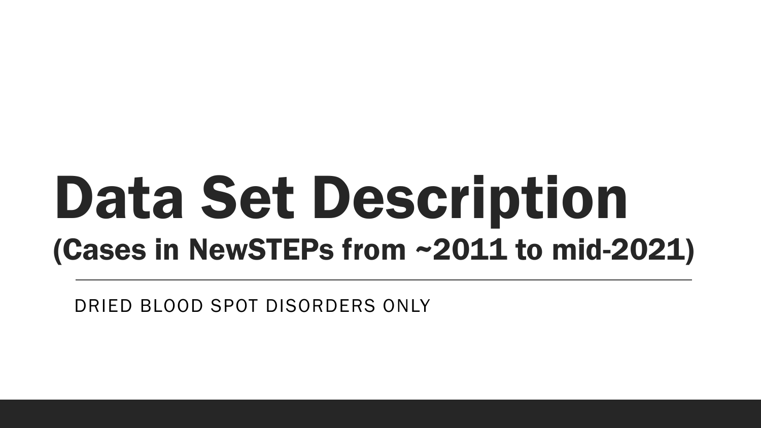# Data Set Description

## (Cases in NewSTEPs from ~2011 to mid-2021)

DRIED BLOOD SPOT DISORDERS ONLY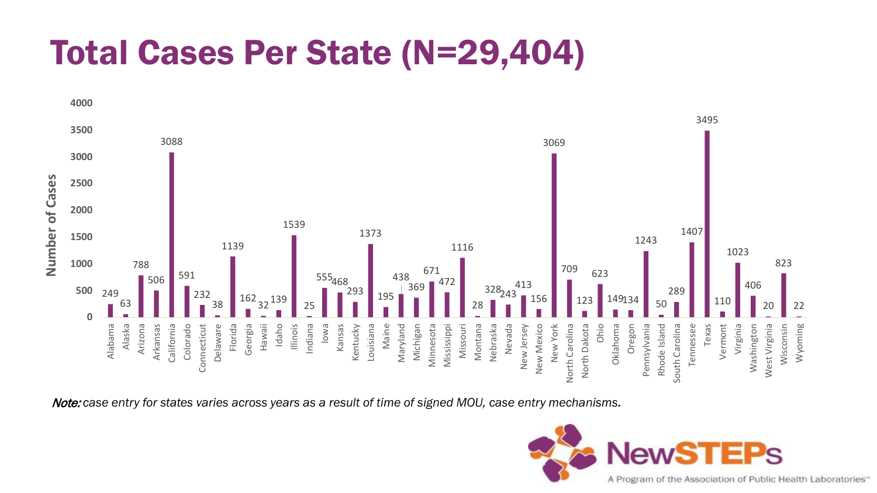# Total Cases Per State (N=29,404)

Number of Cases

4000
3500
3000
2500
2000
1500
1000
500
0

249 63 788 506 3088 591 232 38 1139 162 32 139 1539 25 555 468 293 1373 195 438 369 671 472 1116 28 328 243 413 156 3069 709 123 623 149 134 1243 50 289 1407 3495 110 1023 406 20 823 22

Alabama Alaska Arizona Arkansas California Colorado Connecticut Delaware Florida Georgia Hawaii Idaho Illinois Indiana Iowa Kansas Kentucky Louisiana Maine Maryland Michigan Minnesota Mississippi Missouri Montana Nebraska Nevada New Jersey New Mexico New York North Carolina North Dakota Ohio Oklahoma Oregon Pennsylvania Rhode Island South Carolina Tennessee Texas Vermont Virginia Washington West Virginia Wisconsin Wyoming

*Note: case entry for states varies across years as a result of time of signed MOU, case entry mechanisms.*

NewSTEPs
A Program of the Association of Public Health Laboratories™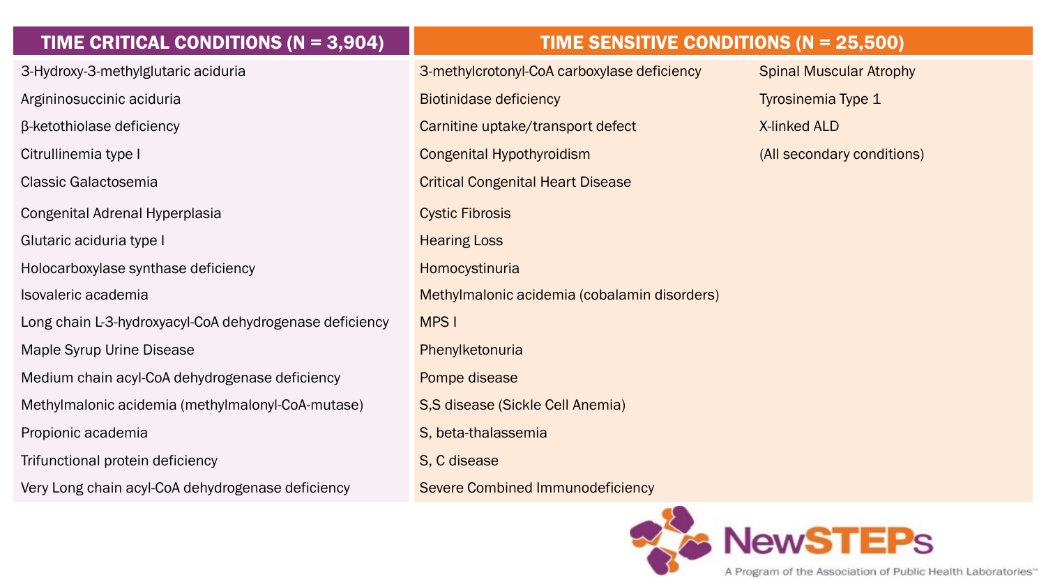| TIME CRITICAL CONDITIONS (N = 3,904) | TIME SENSITIVE CONDITIONS (N = 25,500) | |
|---|---|---|
| 3-Hydroxy-3-methylglutaric aciduria | 3-methylcrotonyl-CoA carboxylase deficiency | Spinal Muscular Atrophy |
| Argininosuccinic aciduria | Biotinidase deficiency | Tyrosinemia Type 1 |
| β-ketothiolase deficiency | Carnitine uptake/transport defect | X-linked ALD |
| Citrullinemia type I | Congenital Hypothyroidism | (All secondary conditions) |
| Classic Galactosemia | Critical Congenital Heart Disease | |
| Congenital Adrenal Hyperplasia | Cystic Fibrosis | |
| Glutaric aciduria type I | Hearing Loss | |
| Holocarboxylase synthase deficiency | Homocystinuria | |
| Isovaleric academia | Methylmalonic acidemia (cobalamin disorders) | |
| Long chain L-3-hydroxyacyl-CoA dehydrogenase deficiency | MPS I | |
| Maple Syrup Urine Disease | Phenylketonuria | |
| Medium chain acyl-CoA dehydrogenase deficiency | Pompe disease | |
| Methylmalonic acidemia (methylmalonyl-CoA-mutase) | S,S disease (Sickle Cell Anemia) | |
| Propionic academia | S, beta-thalassemia | |
| Trifunctional protein deficiency | S, C disease | |
| Very Long chain acyl-CoA dehydrogenase deficiency | Severe Combined Immunodeficiency | |

NewSTEPs

A Program of the Association of Public Health Laboratories™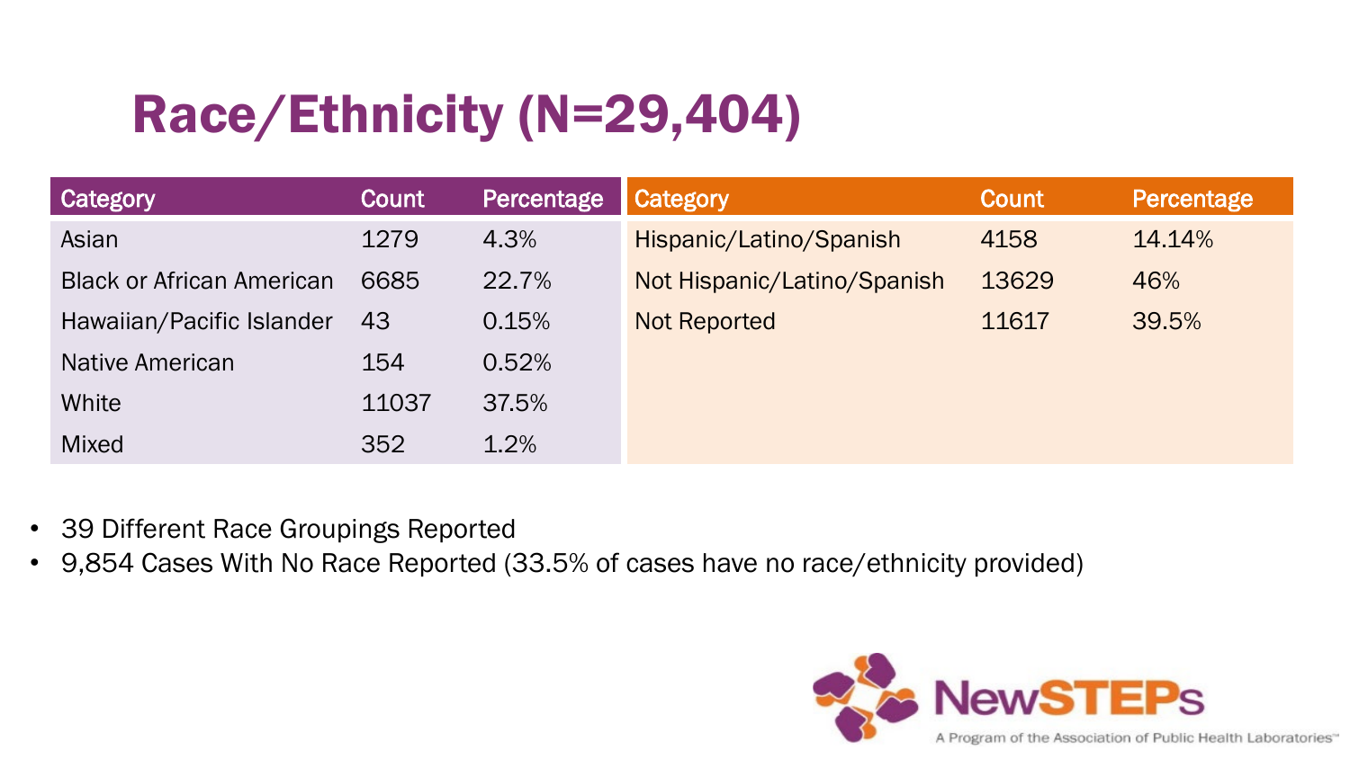# Race/Ethnicity (N=29,404)

| Category | Count | Percentage |
|---|---|---|
| Asian | 1279 | 4.3% |
| Black or African American | 6685 | 22.7% |
| Hawaiian/Pacific Islander | 43 | 0.15% |
| Native American | 154 | 0.52% |
| White | 11037 | 37.5% |
| Mixed | 352 | 1.2% |

| Category | Count | Percentage |
|---|---|---|
| Hispanic/Latino/Spanish | 4158 | 14.14% |
| Not Hispanic/Latino/Spanish | 13629 | 46% |
| Not Reported | 11617 | 39.5% |

- 39 Different Race Groupings Reported
- 9,854 Cases With No Race Reported (33.5% of cases have no race/ethnicity provided)

NewSTEPs
A Program of the Association of Public Health Laboratories™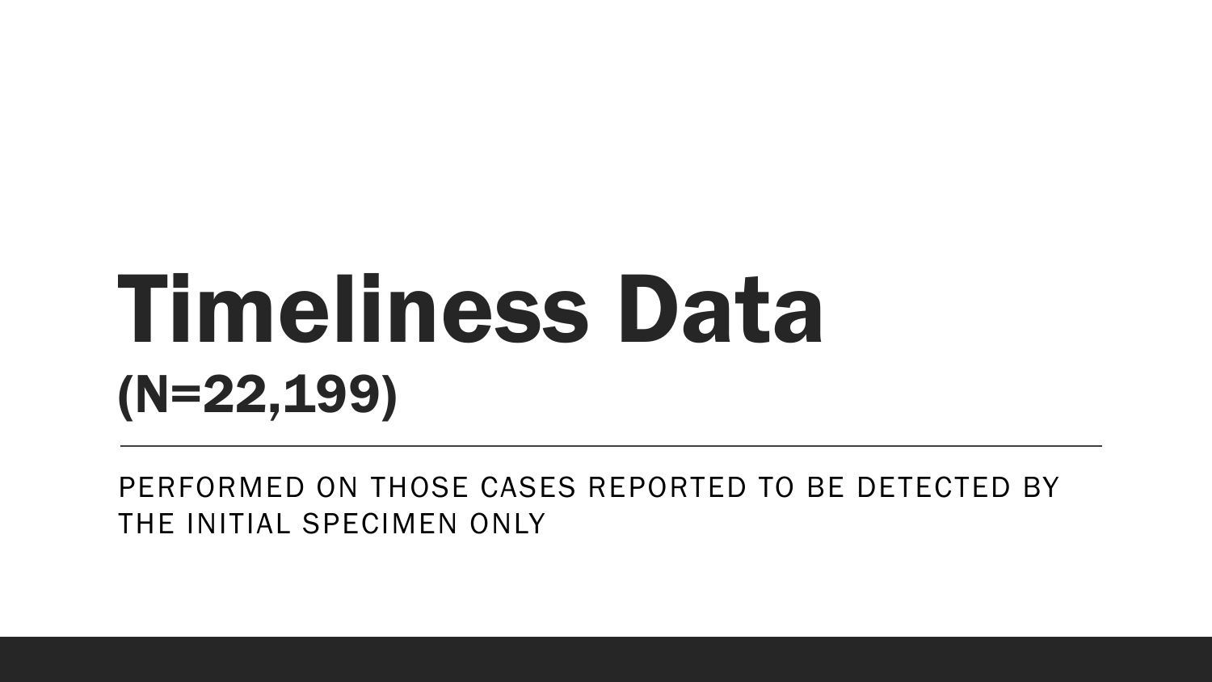# Timeliness Data

## (N=22,199)

PERFORMED ON THOSE CASES REPORTED TO BE DETECTED BY THE INITIAL SPECIMEN ONLY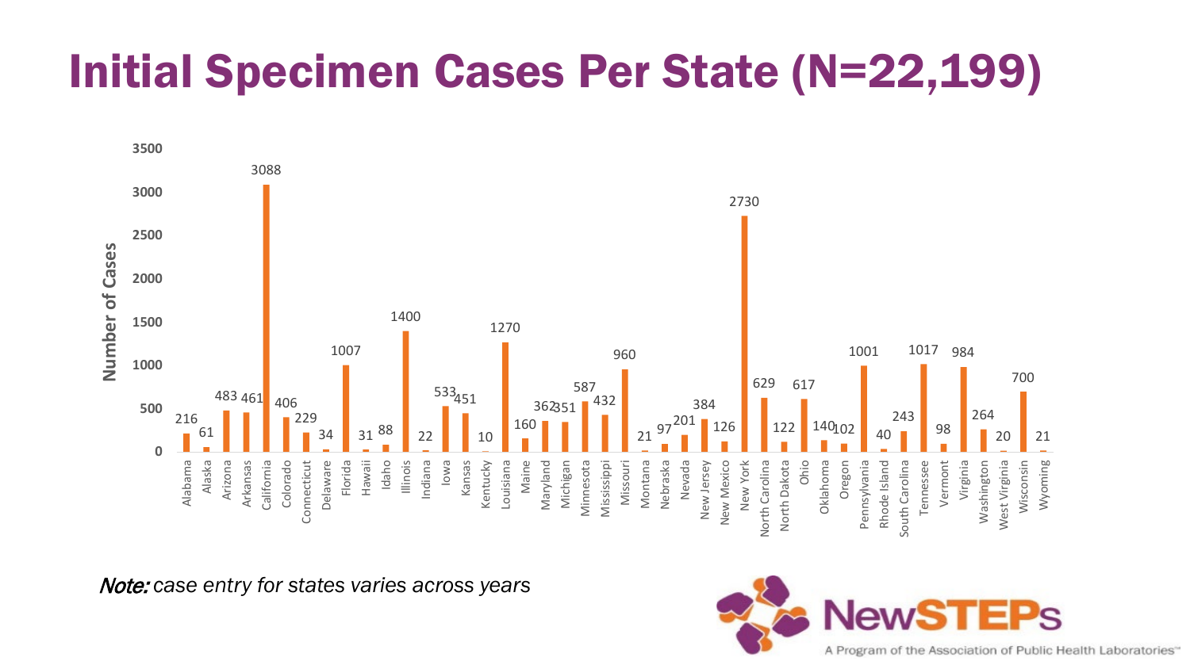# Initial Specimen Cases Per State (N=22,199)

Number of Cases

3500
3000
2500
2000
1500
1000
500
0

216 Alabama
61 Alaska
483 Arizona
461 Arkansas
3088 California
406 Colorado
229 Connecticut
34 Delaware
1007 Florida
31 Hawaii
88 Idaho
1400 Illinois
22 Indiana
533 Iowa
451 Kansas
10 Kentucky
1270 Louisiana
160 Maine
362 Maryland
351 Michigan
587 Minnesota
432 Mississippi
960 Missouri
21 Montana
97 Nebraska
201 Nevada
384 New Jersey
126 New Mexico
2730 New York
629 North Carolina
122 North Dakota
617 Ohio
140 Oklahoma
102 Oregon
1001 Pennsylvania
40 Rhode Island
243 South Carolina
1017 Tennessee
98 Vermont
984 Virginia
264 Washington
20 West Virginia
700 Wisconsin
21 Wyoming

*Note: case entry for states varies across years*

NewSTEPs
A Program of the Association of Public Health Laboratories™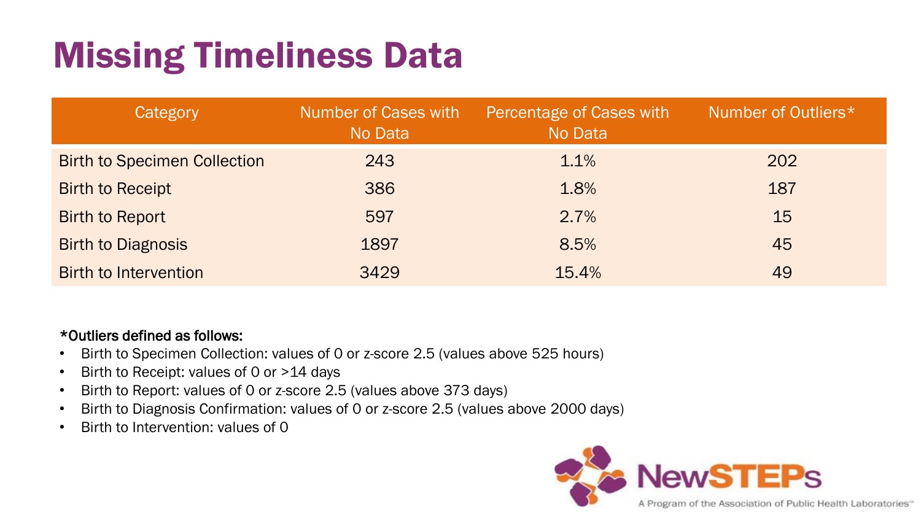# Missing Timeliness Data

| Category | Number of Cases with No Data | Percentage of Cases with No Data | Number of Outliers* |
|---|---|---|---|
| Birth to Specimen Collection | 243 | 1.1% | 202 |
| Birth to Receipt | 386 | 1.8% | 187 |
| Birth to Report | 597 | 2.7% | 15 |
| Birth to Diagnosis | 1897 | 8.5% | 45 |
| Birth to Intervention | 3429 | 15.4% | 49 |

*Outliers defined as follows:

- Birth to Specimen Collection: values of 0 or z-score 2.5 (values above 525 hours)
- Birth to Receipt: values of 0 or >14 days
- Birth to Report: values of 0 or z-score 2.5 (values above 373 days)
- Birth to Diagnosis Confirmation: values of 0 or z-score 2.5 (values above 2000 days)
- Birth to Intervention: values of 0

NewSTEPs
A Program of the Association of Public Health Laboratories™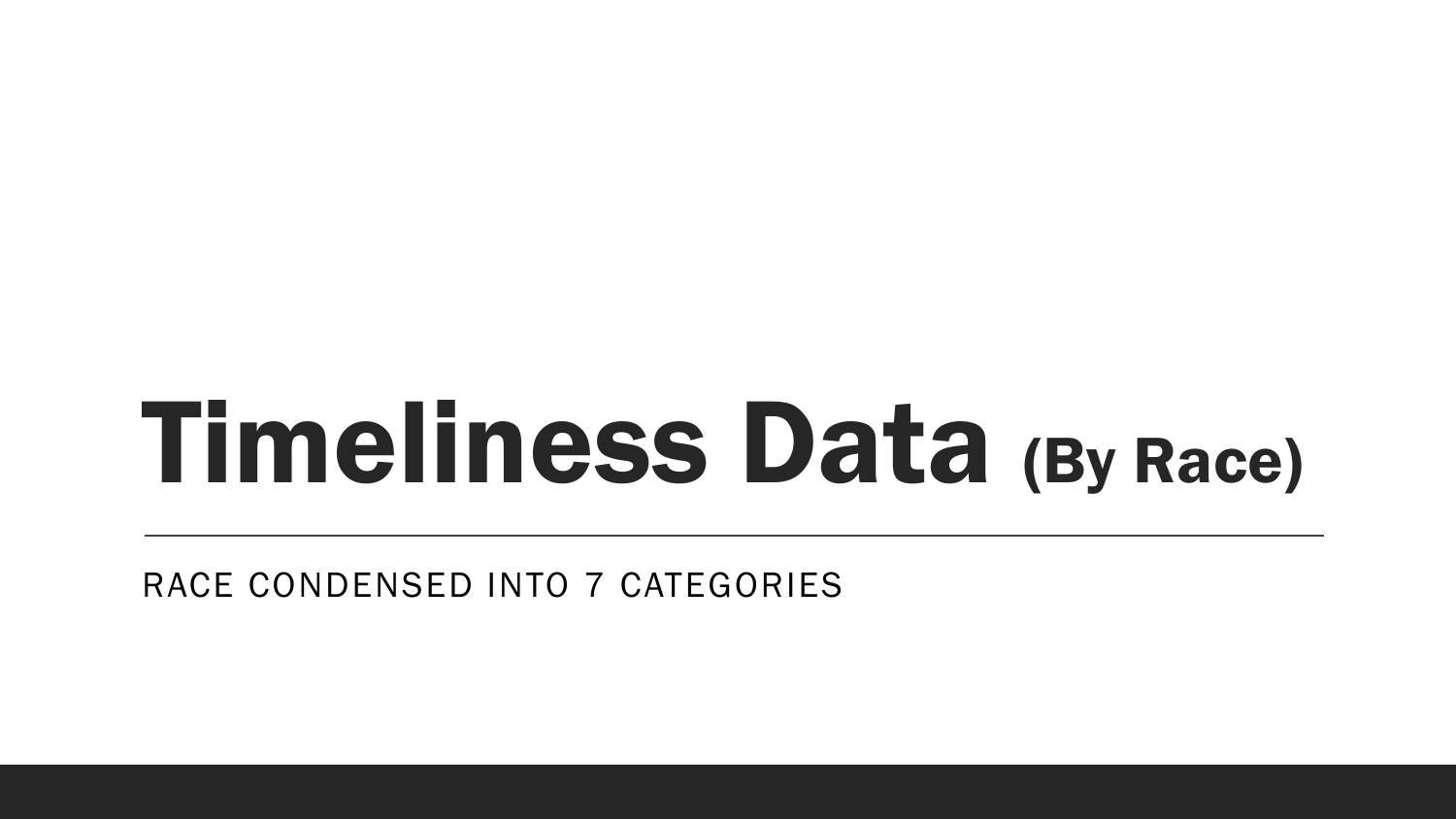# Timeliness Data (By Race)

RACE CONDENSED INTO 7 CATEGORIES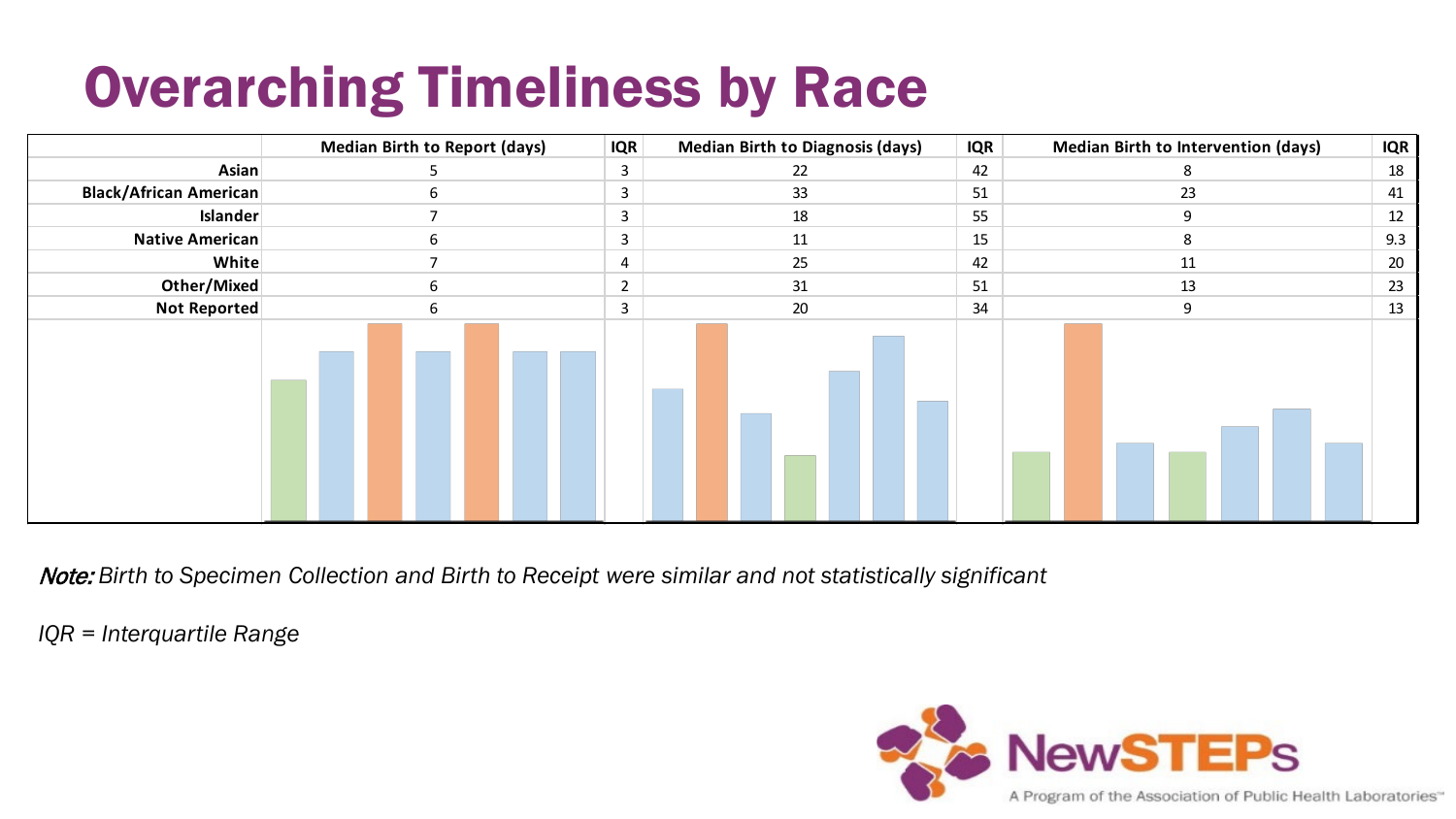# Overarching Timeliness by Race

| | Median Birth to Report (days) | IQR | Median Birth to Diagnosis (days) | IQR | Median Birth to Intervention (days) | IQR |
|---|---|---|---|---|---|---|
| **Asian** | 5 | 3 | 22 | 42 | 8 | 18 |
| **Black/African American** | 6 | 3 | 33 | 51 | 23 | 41 |
| **Islander** | 7 | 3 | 18 | 55 | 9 | 12 |
| **Native American** | 6 | 3 | 11 | 15 | 8 | 9.3 |
| **White** | 7 | 4 | 25 | 42 | 11 | 20 |
| **Other/Mixed** | 6 | 2 | 31 | 51 | 13 | 23 |
| **Not Reported** | 6 | 3 | 20 | 34 | 9 | 13 |

***Note:*** *Birth to Specimen Collection and Birth to Receipt were similar and not statistically significant*

*IQR = Interquartile Range*

NewSTEPs

A Program of the Association of Public Health Laboratories™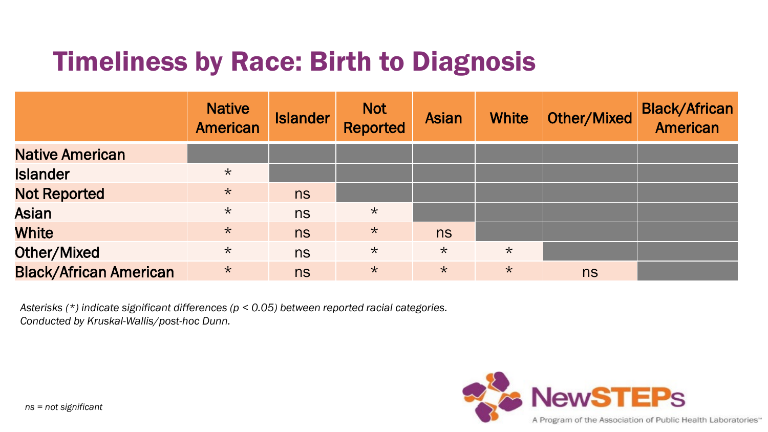# Timeliness by Race: Birth to Diagnosis

| | Native American | Islander | Not Reported | Asian | White | Other/Mixed | Black/African American |
|---|---|---|---|---|---|---|---|
| Native American | | | | | | | |
| Islander | * | | | | | | |
| Not Reported | * | ns | | | | | |
| Asian | * | ns | * | | | | |
| White | * | ns | * | ns | | | |
| Other/Mixed | * | ns | * | * | * | | |
| Black/African American | * | ns | * | * | * | ns | |

*Asterisks (*) indicate significant differences ($p < 0.05$) between reported racial categories.*
*Conducted by Kruskal-Wallis/post-hoc Dunn.*

*ns = not significant*

NewSTEPs

A Program of the Association of Public Health Laboratories™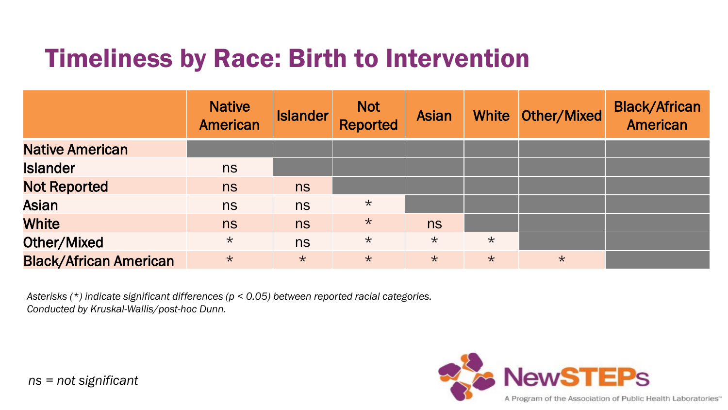# Timeliness by Race: Birth to Intervention

| | Native American | Islander | Not Reported | Asian | White | Other/Mixed | Black/African American |
|---|---|---|---|---|---|---|---|
| Native American | | | | | | | |
| Islander | ns | | | | | | |
| Not Reported | ns | ns | | | | | |
| Asian | ns | ns | * | | | | |
| White | ns | ns | * | ns | | | |
| Other/Mixed | * | ns | * | * | * | | |
| Black/African American | * | * | * | * | * | * | |

*Asterisks (*) indicate significant differences ($p < 0.05$) between reported racial categories.*
*Conducted by Kruskal-Wallis/post-hoc Dunn.*

*ns = not significant*

NewSTEPs
A Program of the Association of Public Health Laboratories™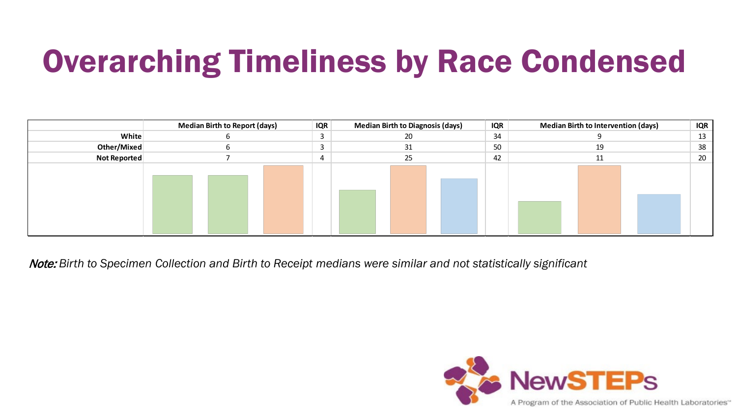# Overarching Timeliness by Race Condensed

| | Median Birth to Report (days) | IQR | Median Birth to Diagnosis (days) | IQR | Median Birth to Intervention (days) | IQR |
|---|---|---|---|---|---|---|
| White | 6 | 3 | 20 | 34 | 9 | 13 |
| Other/Mixed | 6 | 3 | 31 | 50 | 19 | 38 |
| Not Reported | 7 | 4 | 25 | 42 | 11 | 20 |

*Note: Birth to Specimen Collection and Birth to Receipt medians were similar and not statistically significant*

NewSTEPs
A Program of the Association of Public Health Laboratories™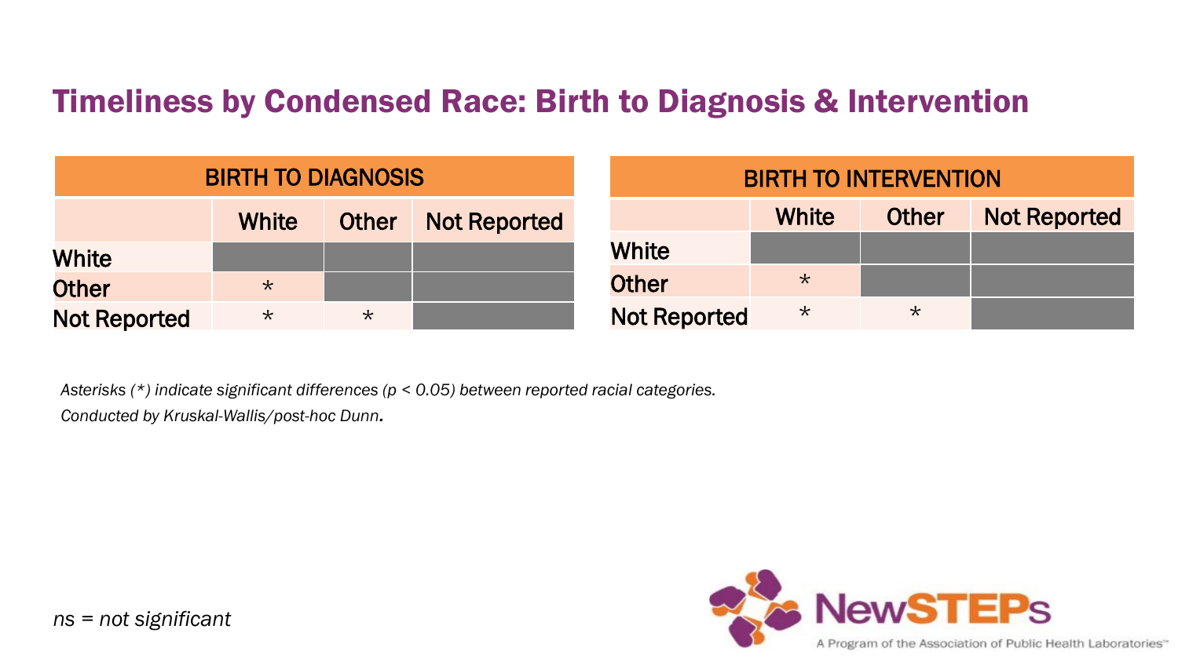# Timeliness by Condensed Race: Birth to Diagnosis & Intervention

| BIRTH TO DIAGNOSIS | | | |
|---|---|---|---|
| | White | Other | Not Reported |
| White | | | |
| Other | * | | |
| Not Reported | * | * | |

| BIRTH TO INTERVENTION | | | |
|---|---|---|---|
| | White | Other | Not Reported |
| White | | | |
| Other | * | | |
| Not Reported | * | * | |

*Asterisks (*) indicate significant differences ($p < 0.05$) between reported racial categories.*

*Conducted by Kruskal-Wallis/post-hoc Dunn.*

*ns = not significant*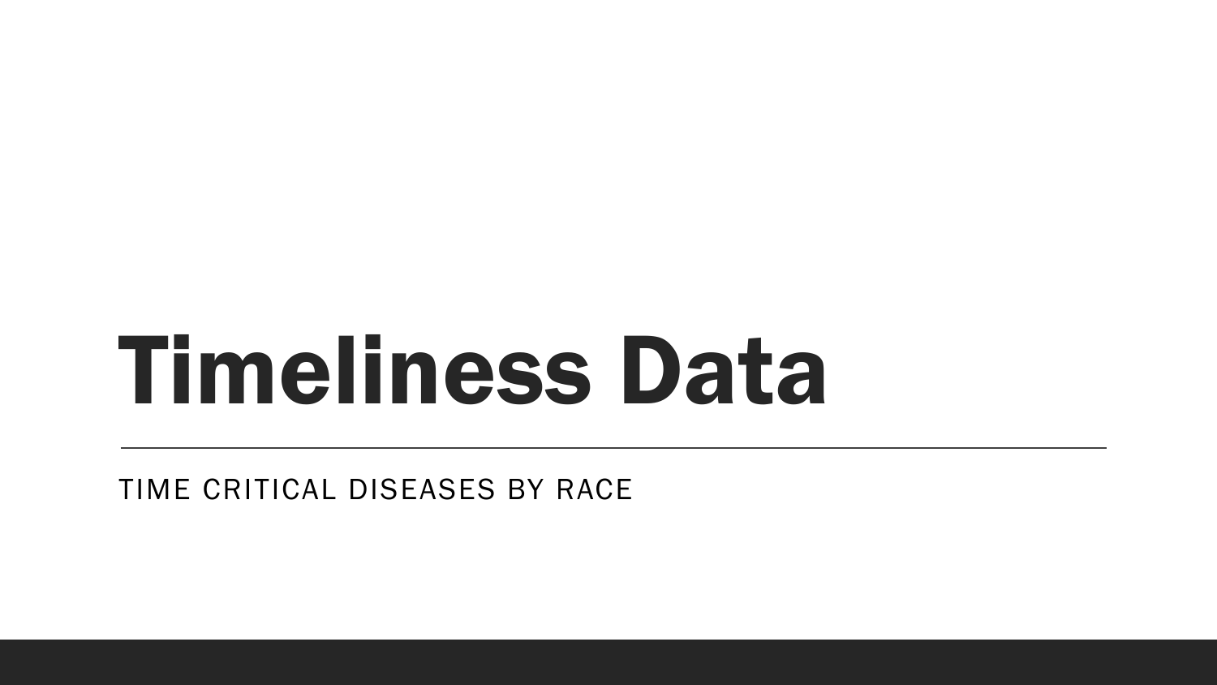# Timeliness Data

TIME CRITICAL DISEASES BY RACE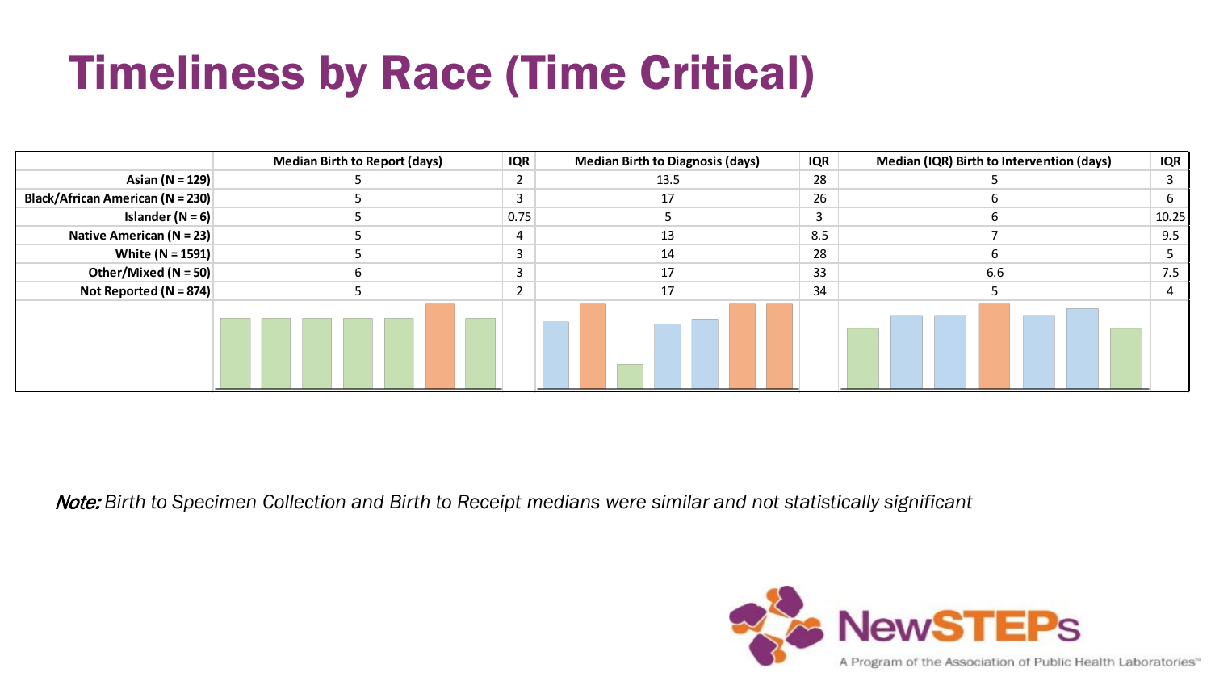# Timeliness by Race (Time Critical)

| | Median Birth to Report (days) | IQR | Median Birth to Diagnosis (days) | IQR | Median (IQR) Birth to Intervention (days) | IQR |
|---|---|---|---|---|---|---|
| Asian (N = 129) | 5 | 2 | 13.5 | 28 | 5 | 3 |
| Black/African American (N = 230) | 5 | 3 | 17 | 26 | 6 | 6 |
| Islander (N = 6) | 5 | 0.75 | 5 | 3 | 6 | 10.25 |
| Native American (N = 23) | 5 | 4 | 13 | 8.5 | 7 | 9.5 |
| White (N = 1591) | 5 | 3 | 14 | 28 | 6 | 5 |
| Other/Mixed (N = 50) | 6 | 3 | 17 | 33 | 6.6 | 7.5 |
| Not Reported (N = 874) | 5 | 2 | 17 | 34 | 5 | 4 |

***Note:*** *Birth to Specimen Collection and Birth to Receipt medians were similar and not statistically significant*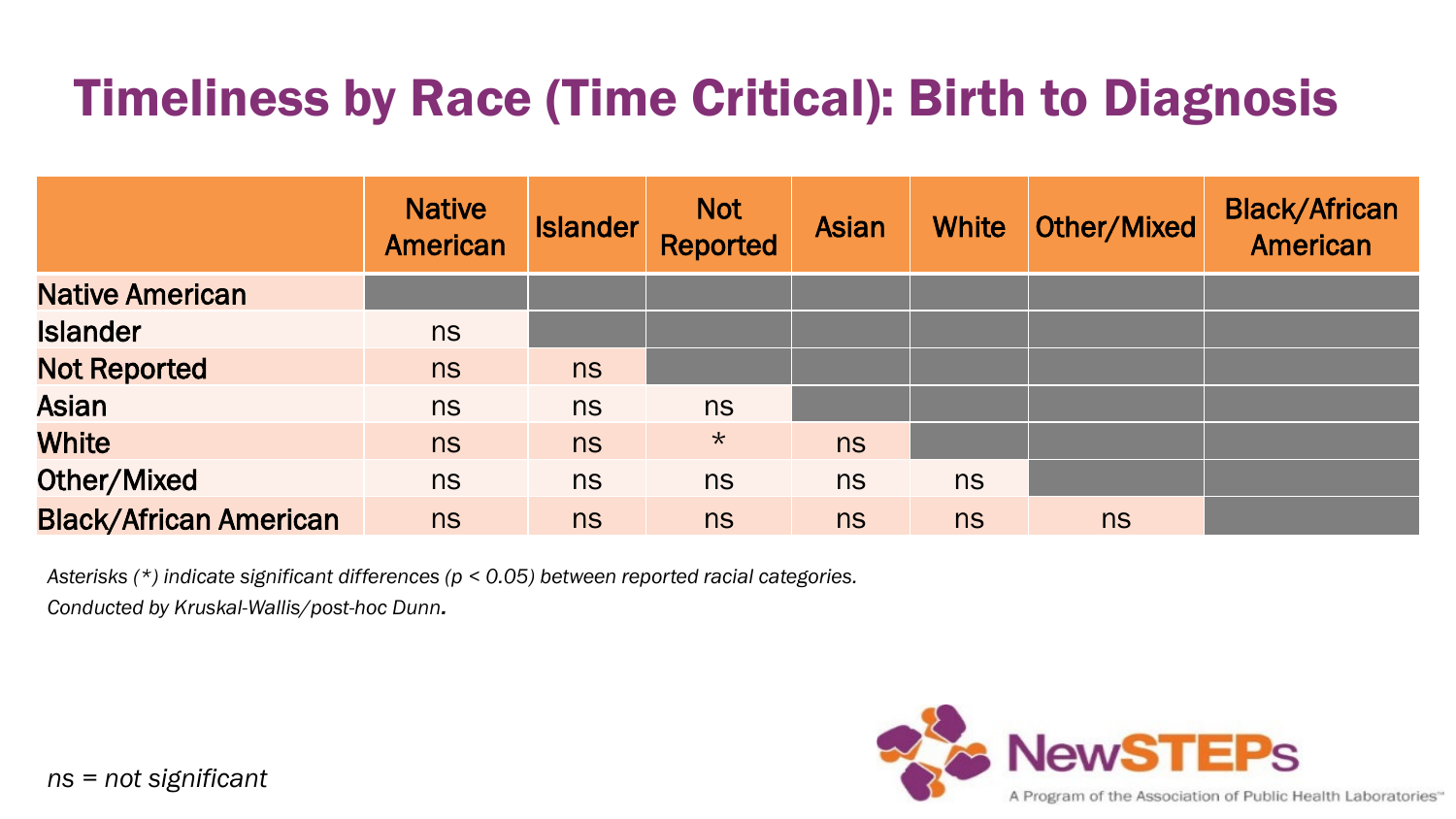# Timeliness by Race (Time Critical): Birth to Diagnosis

| | Native American | Islander | Not Reported | Asian | White | Other/Mixed | Black/African American |
|---|---|---|---|---|---|---|---|
| Native American | | | | | | | |
| Islander | ns | | | | | | |
| Not Reported | ns | ns | | | | | |
| Asian | ns | ns | ns | | | | |
| White | ns | ns | * | ns | | | |
| Other/Mixed | ns | ns | ns | ns | ns | | |
| Black/African American | ns | ns | ns | ns | ns | ns | |

*Asterisks (*) indicate significant differences ($p < 0.05$) between reported racial categories.*

*Conducted by Kruskal-Wallis/post-hoc Dunn.*

*ns = not significant*

NewSTEPs

A Program of the Association of Public Health Laboratories™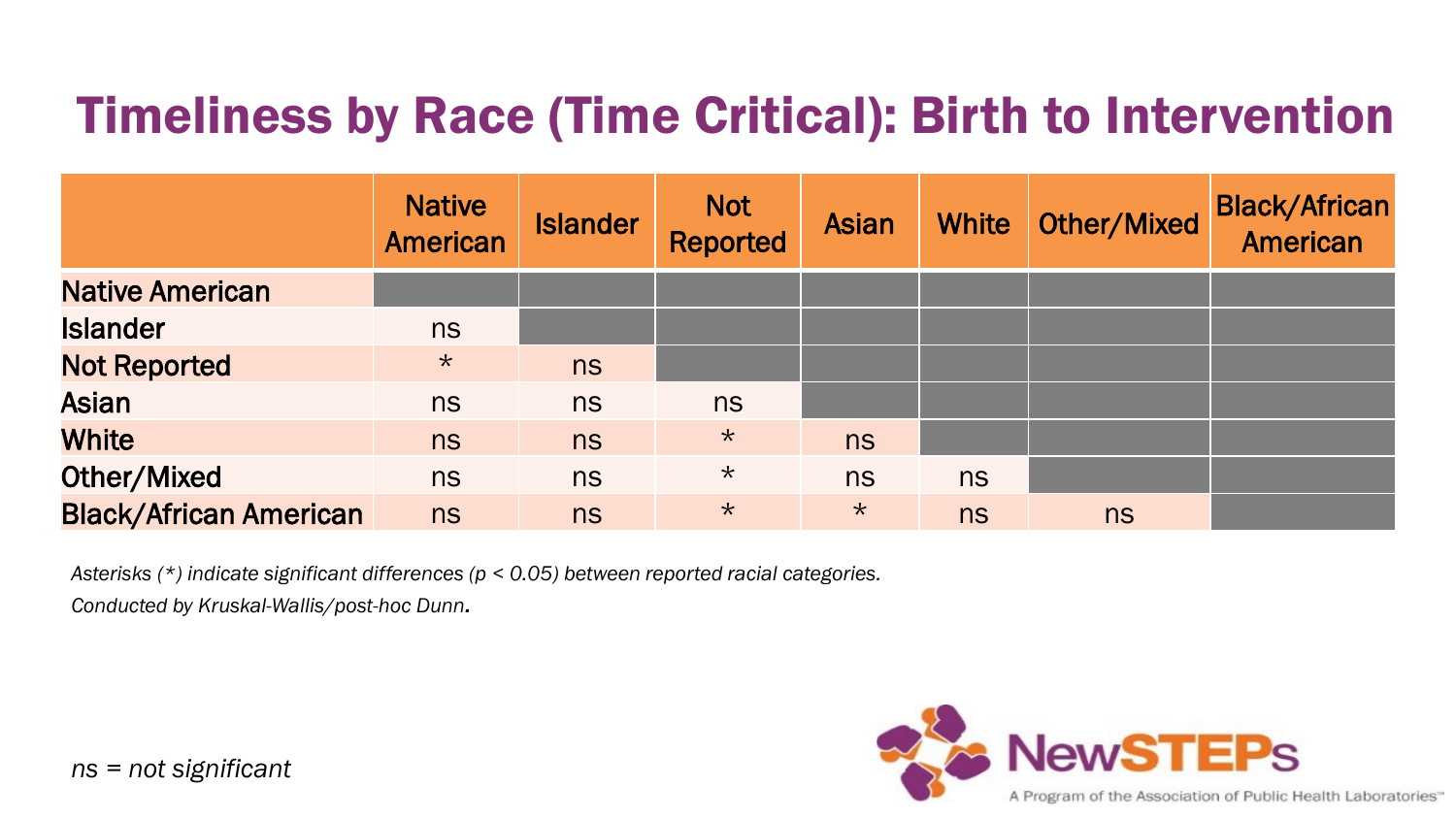# Timeliness by Race (Time Critical): Birth to Intervention

| | Native American | Islander | Not Reported | Asian | White | Other/Mixed | Black/African American |
|---|---|---|---|---|---|---|---|
| Native American | | | | | | | |
| Islander | ns | | | | | | |
| Not Reported | * | ns | | | | | |
| Asian | ns | ns | ns | | | | |
| White | ns | ns | * | ns | | | |
| Other/Mixed | ns | ns | * | ns | ns | | |
| Black/African American | ns | ns | * | * | ns | ns | |

*Asterisks (*) indicate significant differences ($p < 0.05$) between reported racial categories.*

*Conducted by Kruskal-Wallis/post-hoc Dunn.*

*ns = not significant*

NewSTEPs

A Program of the Association of Public Health Laboratories™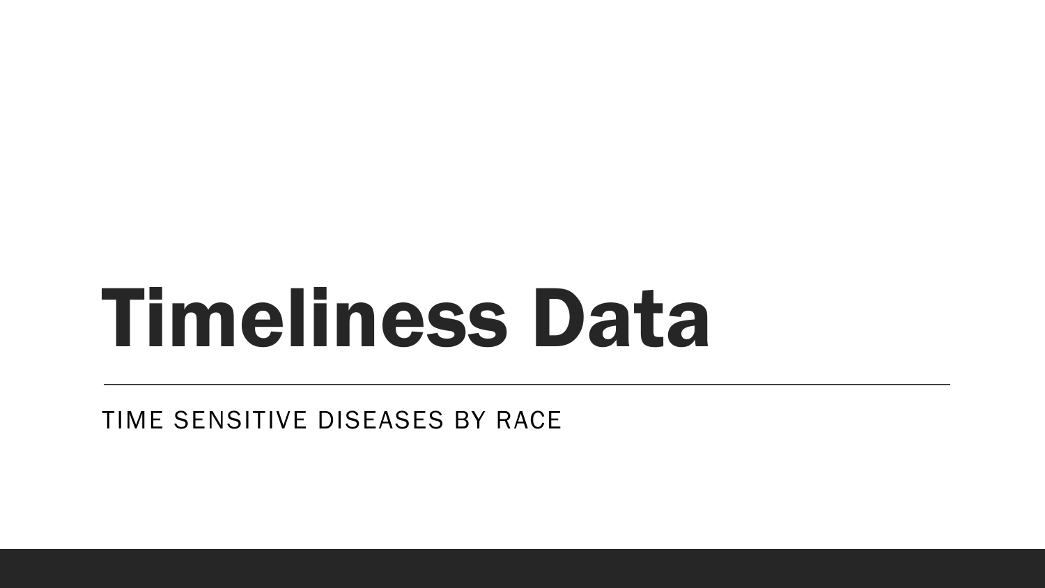# Timeliness Data

TIME SENSITIVE DISEASES BY RACE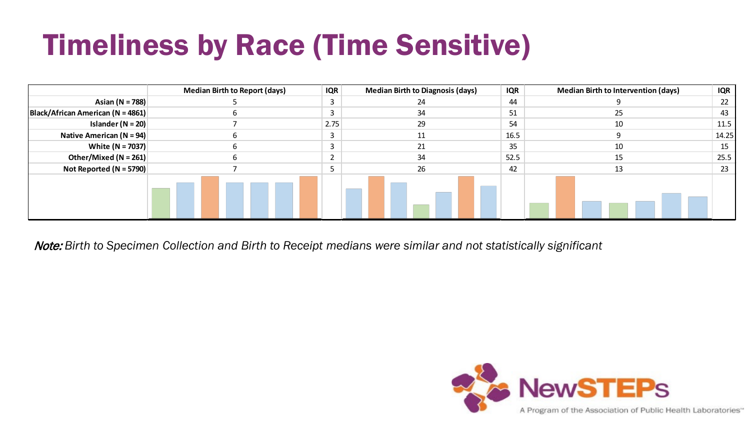# Timeliness by Race (Time Sensitive)

| | Median Birth to Report (days) | IQR | Median Birth to Diagnosis (days) | IQR | Median Birth to Intervention (days) | IQR |
|---|---|---|---|---|---|---|
| Asian (N = 788) | 5 | 3 | 24 | 44 | 9 | 22 |
| Black/African American (N = 4861) | 6 | 3 | 34 | 51 | 25 | 43 |
| Islander (N = 20) | 7 | 2.75 | 29 | 54 | 10 | 11.5 |
| Native American (N = 94) | 6 | 3 | 11 | 16.5 | 9 | 14.25 |
| White (N = 7037) | 6 | 3 | 21 | 35 | 10 | 15 |
| Other/Mixed (N = 261) | 6 | 2 | 34 | 52.5 | 15 | 25.5 |
| Not Reported (N = 5790) | 7 | 5 | 26 | 42 | 13 | 23 |

*Note: Birth to Specimen Collection and Birth to Receipt medians were similar and not statistically significant*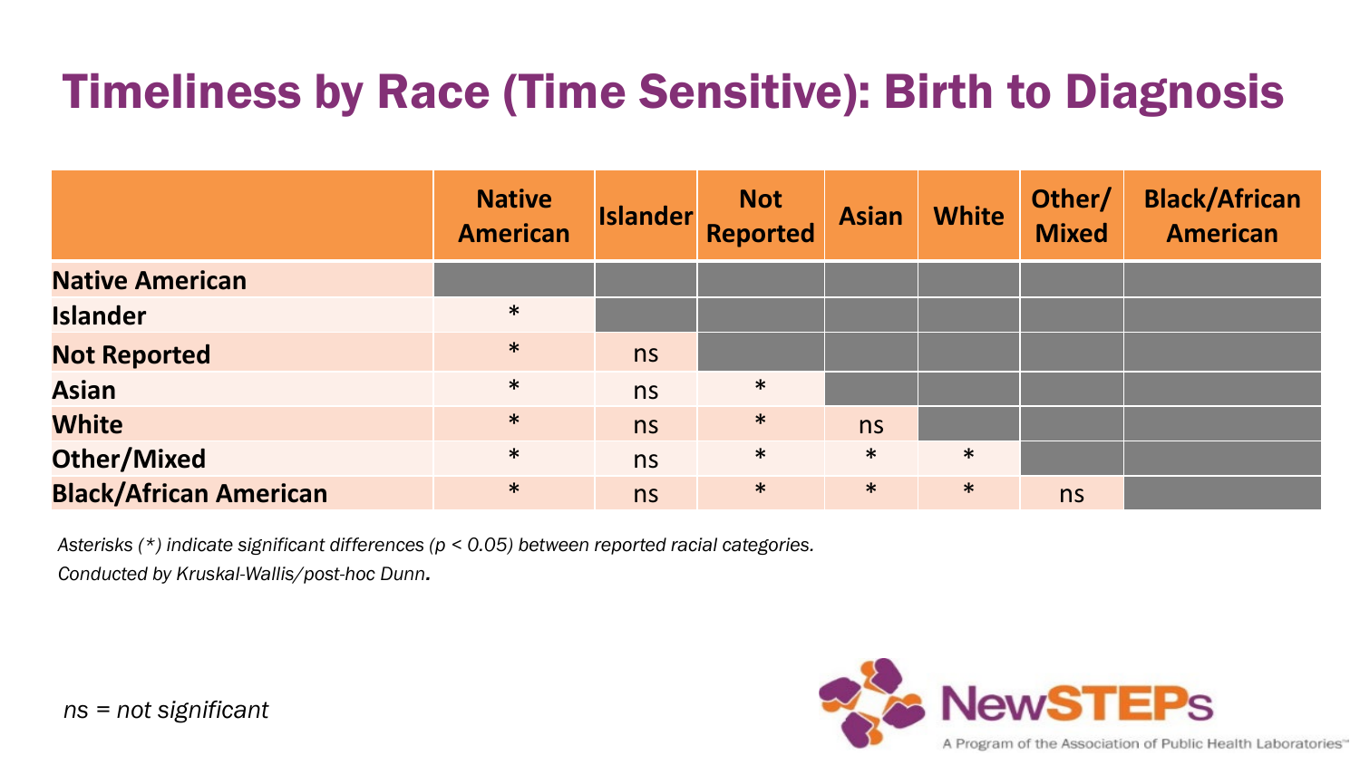# Timeliness by Race (Time Sensitive): Birth to Diagnosis

| | Native American | Islander | Not Reported | Asian | White | Other/ Mixed | Black/African American |
|---|---|---|---|---|---|---|---|
| **Native American** | | | | | | | |
| **Islander** | * | | | | | | |
| **Not Reported** | * | ns | | | | | |
| **Asian** | * | ns | * | | | | |
| **White** | * | ns | * | ns | | | |
| **Other/Mixed** | * | ns | * | * | * | | |
| **Black/African American** | * | ns | * | * | * | ns | |

*Asterisks (*) indicate significant differences ($p < 0.05$) between reported racial categories.*

*Conducted by Kruskal-Wallis/post-hoc Dunn.*

*ns = not significant*

NewSTEPs

A Program of the Association of Public Health Laboratories™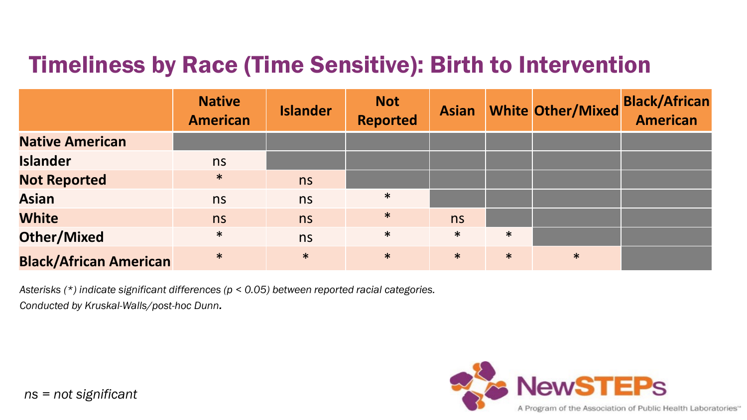# Timeliness by Race (Time Sensitive): Birth to Intervention

| | Native American | Islander | Not Reported | Asian | White | Other/Mixed | Black/African American |
|---|---|---|---|---|---|---|---|
| **Native American** | | | | | | | |
| **Islander** | ns | | | | | | |
| **Not Reported** | * | ns | | | | | |
| **Asian** | ns | ns | * | | | | |
| **White** | ns | ns | * | ns | | | |
| **Other/Mixed** | * | ns | * | * | * | | |
| **Black/African American** | * | * | * | * | * | * | |

*Asterisks (*) indicate significant differences ($p < 0.05$) between reported racial categories.*

*Conducted by Kruskal-Walls/post-hoc Dunn.*

*ns = not significant*

NewSTEPs

A Program of the Association of Public Health Laboratories™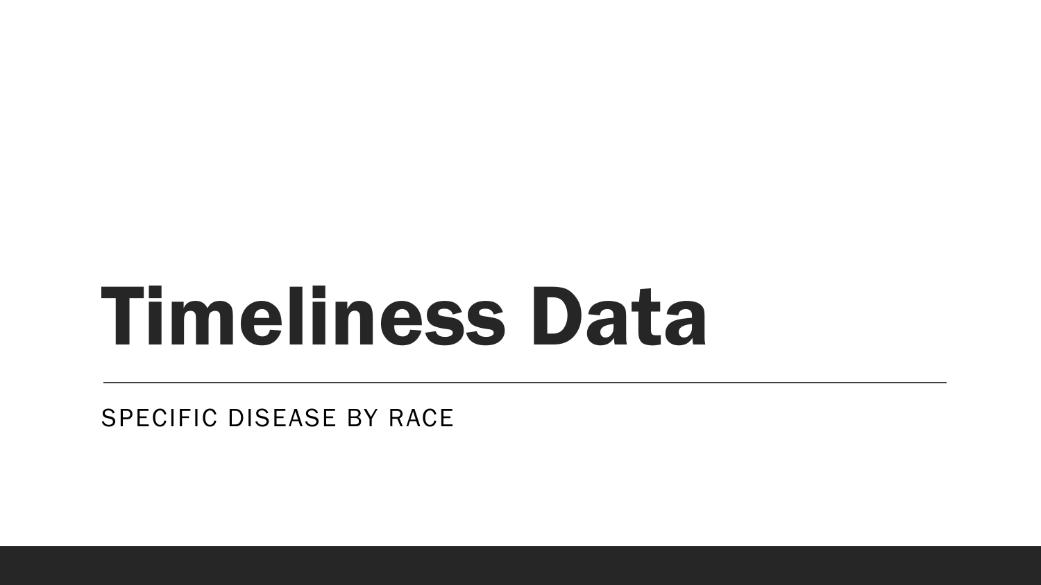# Timeliness Data

SPECIFIC DISEASE BY RACE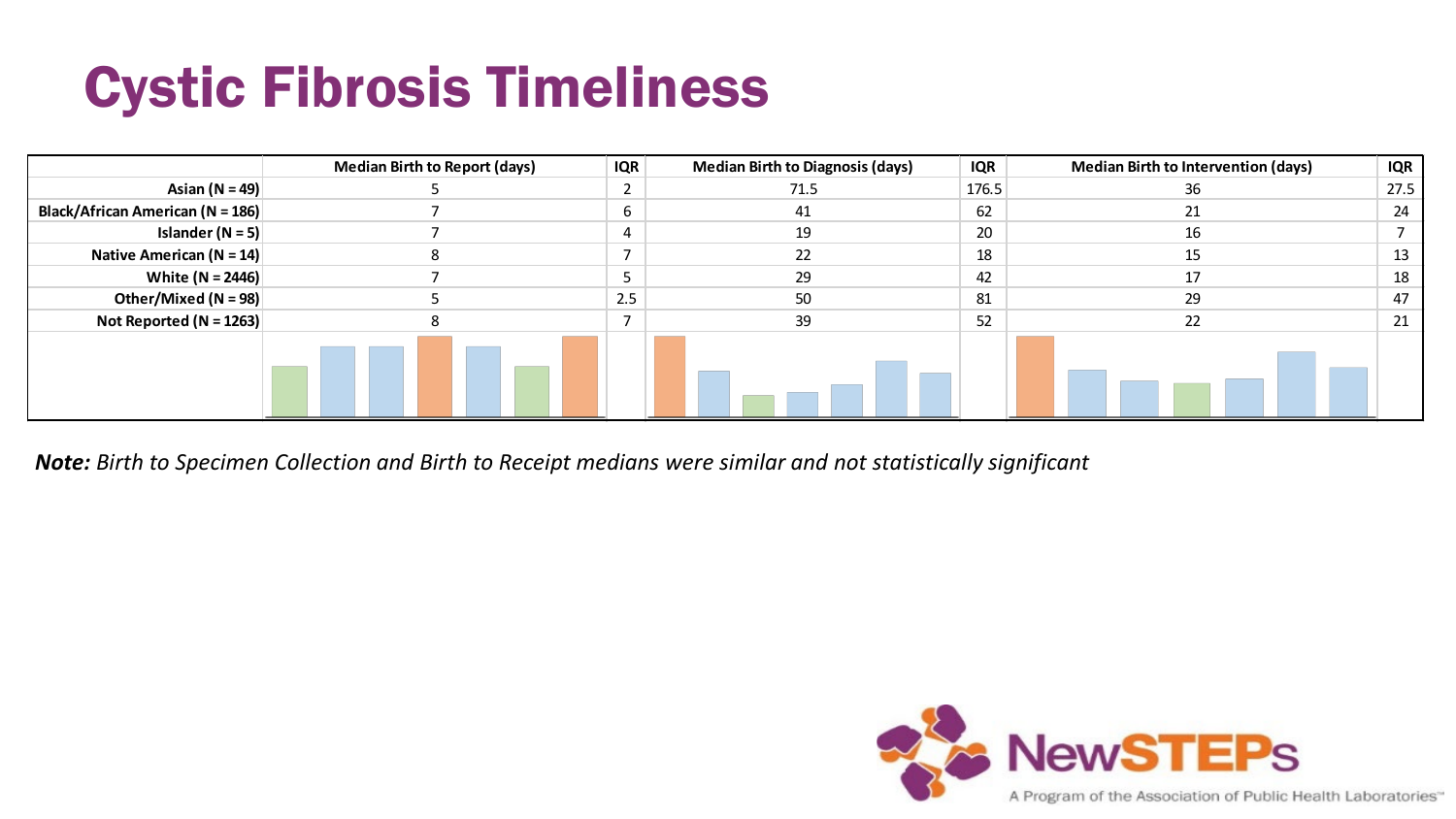# Cystic Fibrosis Timeliness

| | Median Birth to Report (days) | IQR | Median Birth to Diagnosis (days) | IQR | Median Birth to Intervention (days) | IQR |
|---|---|---|---|---|---|---|
| **Asian (N = 49)** | 5 | 2 | 71.5 | 176.5 | 36 | 27.5 |
| **Black/African American (N = 186)** | 7 | 6 | 41 | 62 | 21 | 24 |
| **Islander (N = 5)** | 7 | 4 | 19 | 20 | 16 | 7 |
| **Native American (N = 14)** | 8 | 7 | 22 | 18 | 15 | 13 |
| **White (N = 2446)** | 7 | 5 | 29 | 42 | 17 | 18 |
| **Other/Mixed (N = 98)** | 5 | 2.5 | 50 | 81 | 29 | 47 |
| **Not Reported (N = 1263)** | 8 | 7 | 39 | 52 | 22 | 21 |

***Note:*** *Birth to Specimen Collection and Birth to Receipt medians were similar and not statistically significant*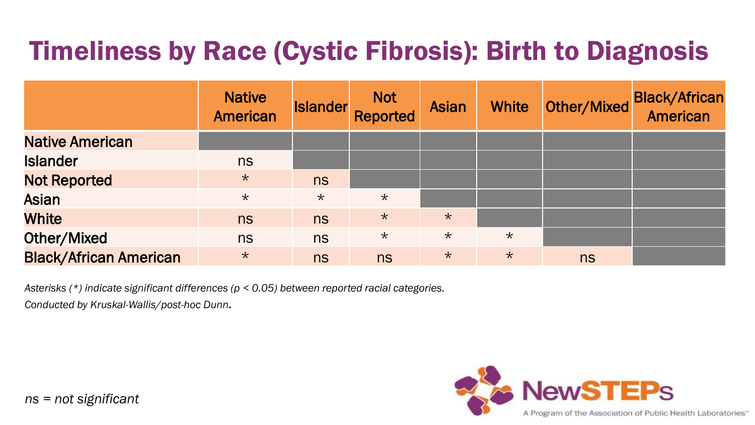# Timeliness by Race (Cystic Fibrosis): Birth to Diagnosis

| | Native American | Islander | Not Reported | Asian | White | Other/Mixed | Black/African American |
|---|---|---|---|---|---|---|---|
| Native American | | | | | | | |
| Islander | ns | | | | | | |
| Not Reported | * | ns | | | | | |
| Asian | * | * | * | | | | |
| White | ns | ns | * | * | | | |
| Other/Mixed | ns | ns | * | * | * | | |
| Black/African American | * | ns | ns | * | * | ns | |

*Asterisks (*) indicate significant differences ($p < 0.05$) between reported racial categories.*

*Conducted by Kruskal-Wallis/post-hoc Dunn.*

*ns = not significant*

NewSTEPs

A Program of the Association of Public Health Laboratories™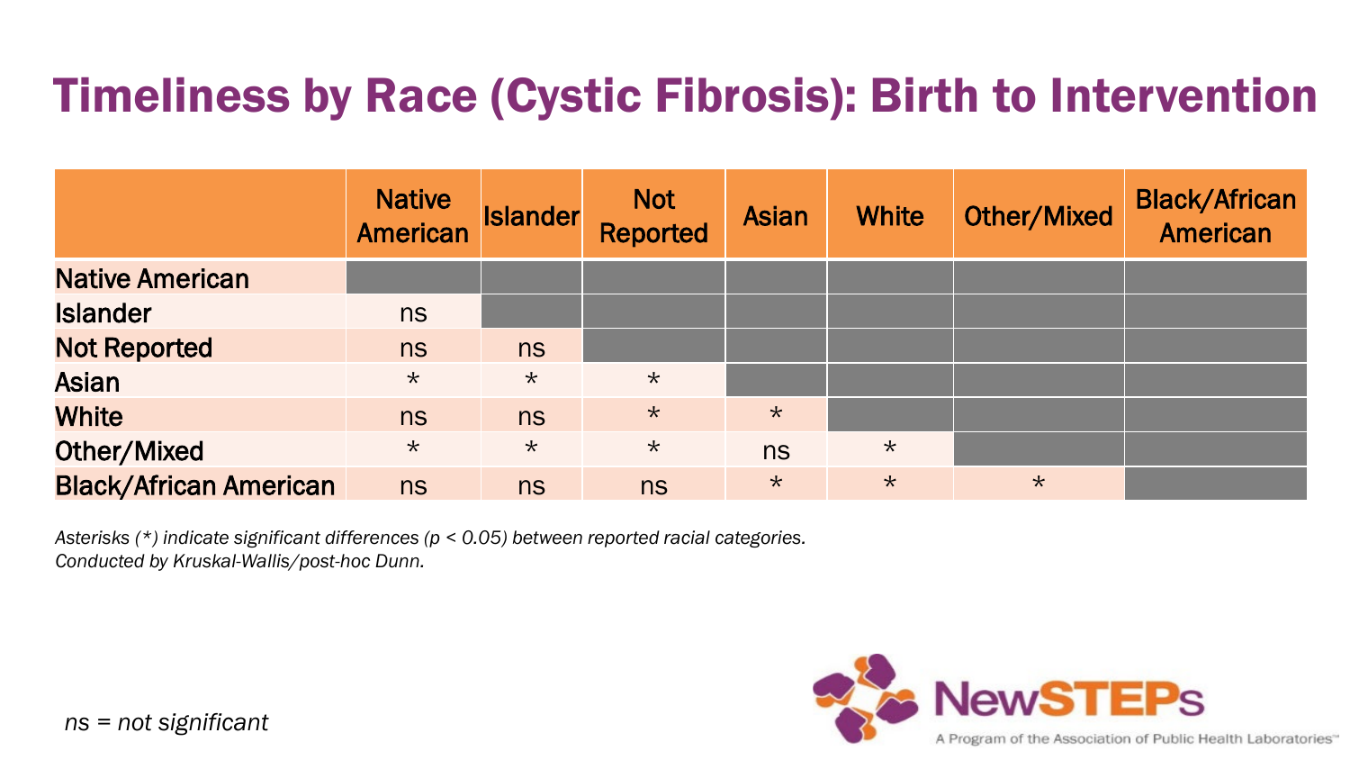# Timeliness by Race (Cystic Fibrosis): Birth to Intervention

| | Native American | Islander | Not Reported | Asian | White | Other/Mixed | Black/African American |
|---|---|---|---|---|---|---|---|
| Native American | | | | | | | |
| Islander | ns | | | | | | |
| Not Reported | ns | ns | | | | | |
| Asian | * | * | * | | | | |
| White | ns | ns | * | * | | | |
| Other/Mixed | * | * | * | ns | * | | |
| Black/African American | ns | ns | ns | * | * | * | |

*Asterisks (*) indicate significant differences ($p < 0.05$) between reported racial categories.*
*Conducted by Kruskal-Wallis/post-hoc Dunn.*

*ns = not significant*

NewSTEPs
A Program of the Association of Public Health Laboratories™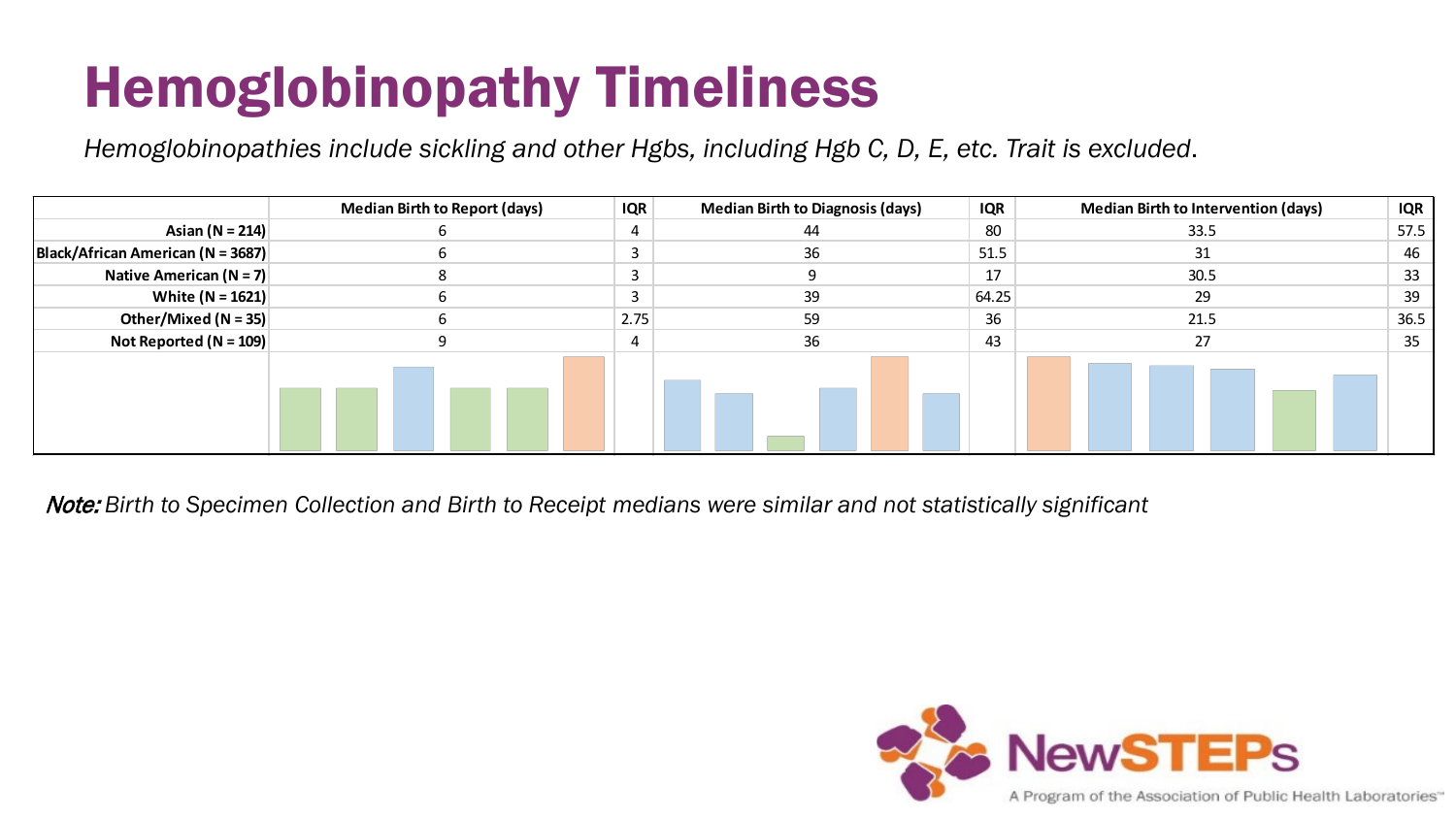# Hemoglobinopathy Timeliness

*Hemoglobinopathies include sickling and other Hgbs, including Hgb C, D, E, etc. Trait is excluded.*

| | Median Birth to Report (days) | IQR | Median Birth to Diagnosis (days) | IQR | Median Birth to Intervention (days) | IQR |
|---|---|---|---|---|---|---|
| **Asian (N = 214)** | 6 | 4 | 44 | 80 | 33.5 | 57.5 |
| **Black/African American (N = 3687)** | 6 | 3 | 36 | 51.5 | 31 | 46 |
| **Native American (N = 7)** | 8 | 3 | 9 | 17 | 30.5 | 33 |
| **White (N = 1621)** | 6 | 3 | 39 | 64.25 | 29 | 39 |
| **Other/Mixed (N = 35)** | 6 | 2.75 | 59 | 36 | 21.5 | 36.5 |
| **Not Reported (N = 109)** | 9 | 4 | 36 | 43 | 27 | 35 |

***Note:*** *Birth to Specimen Collection and Birth to Receipt medians were similar and not statistically significant*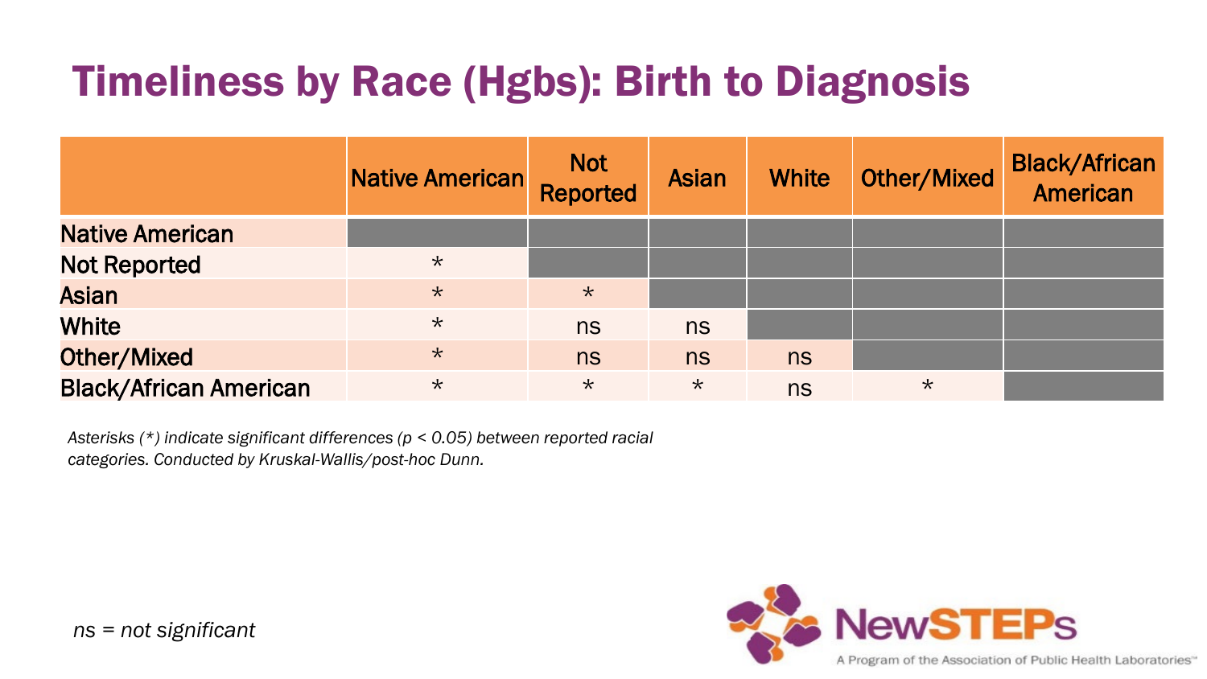# Timeliness by Race (Hgbs): Birth to Diagnosis

| | Native American | Not Reported | Asian | White | Other/Mixed | Black/African American |
|---|---|---|---|---|---|---|
| Native American | | | | | | |
| Not Reported | * | | | | | |
| Asian | * | * | | | | |
| White | * | ns | ns | | | |
| Other/Mixed | * | ns | ns | ns | | |
| Black/African American | * | * | * | ns | * | |

*Asterisks (*) indicate significant differences ($p < 0.05$) between reported racial categories. Conducted by Kruskal-Wallis/post-hoc Dunn.*

*ns = not significant*

NewSTEPs

A Program of the Association of Public Health Laboratories™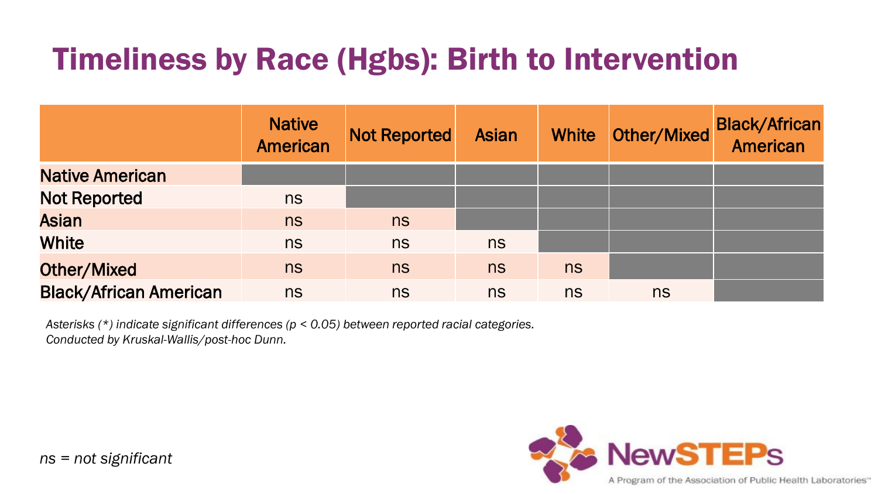# Timeliness by Race (Hgbs): Birth to Intervention

| | Native American | Not Reported | Asian | White | Other/Mixed | Black/African American |
|---|---|---|---|---|---|---|
| **Native American** | | | | | | |
| **Not Reported** | ns | | | | | |
| **Asian** | ns | ns | | | | |
| **White** | ns | ns | ns | | | |
| **Other/Mixed** | ns | ns | ns | ns | | |
| **Black/African American** | ns | ns | ns | ns | ns | |

*Asterisks (*) indicate significant differences ($p < 0.05$) between reported racial categories.*
*Conducted by Kruskal-Wallis/post-hoc Dunn.*

*ns = not significant*

NewSTEPs
A Program of the Association of Public Health Laboratories™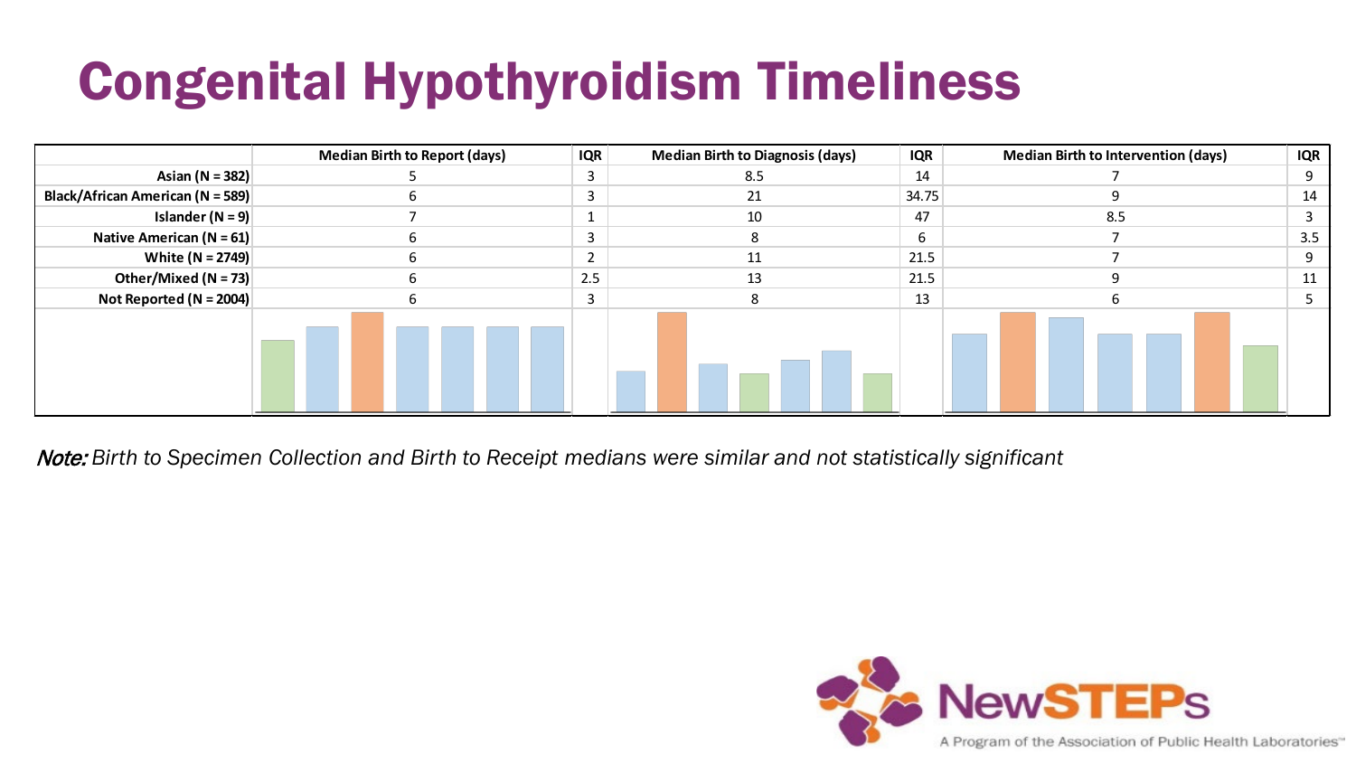# Congenital Hypothyroidism Timeliness

| | Median Birth to Report (days) | IQR | Median Birth to Diagnosis (days) | IQR | Median Birth to Intervention (days) | IQR |
|---|---|---|---|---|---|---|
| **Asian (N = 382)** | 5 | 3 | 8.5 | 14 | 7 | 9 |
| **Black/African American (N = 589)** | 6 | 3 | 21 | 34.75 | 9 | 14 |
| **Islander (N = 9)** | 7 | 1 | 10 | 47 | 8.5 | 3 |
| **Native American (N = 61)** | 6 | 3 | 8 | 6 | 7 | 3.5 |
| **White (N = 2749)** | 6 | 2 | 11 | 21.5 | 7 | 9 |
| **Other/Mixed (N = 73)** | 6 | 2.5 | 13 | 21.5 | 9 | 11 |
| **Not Reported (N = 2004)** | 6 | 3 | 8 | 13 | 6 | 5 |

***Note:*** *Birth to Specimen Collection and Birth to Receipt medians were similar and not statistically significant*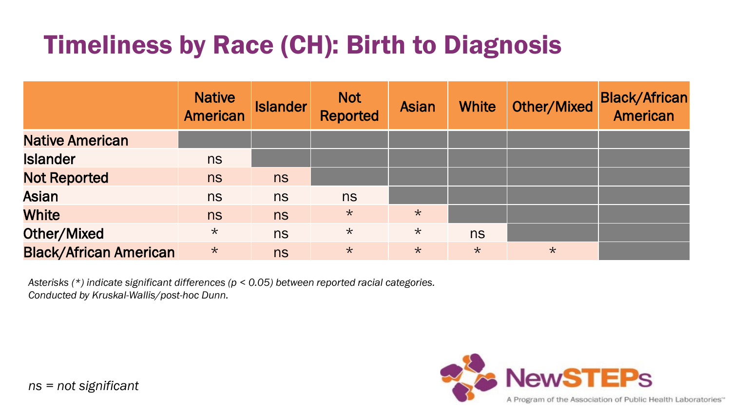# Timeliness by Race (CH): Birth to Diagnosis

| | Native American | Islander | Not Reported | Asian | White | Other/Mixed | Black/African American |
|---|---|---|---|---|---|---|---|
| Native American | | | | | | | |
| Islander | ns | | | | | | |
| Not Reported | ns | ns | | | | | |
| Asian | ns | ns | ns | | | | |
| White | ns | ns | * | * | | | |
| Other/Mixed | * | ns | * | * | ns | | |
| Black/African American | * | ns | * | * | * | * | |

*Asterisks (*) indicate significant differences ($p < 0.05$) between reported racial categories.*
*Conducted by Kruskal-Wallis/post-hoc Dunn.*

*ns = not significant*

NewSTEPs
A Program of the Association of Public Health Laboratories™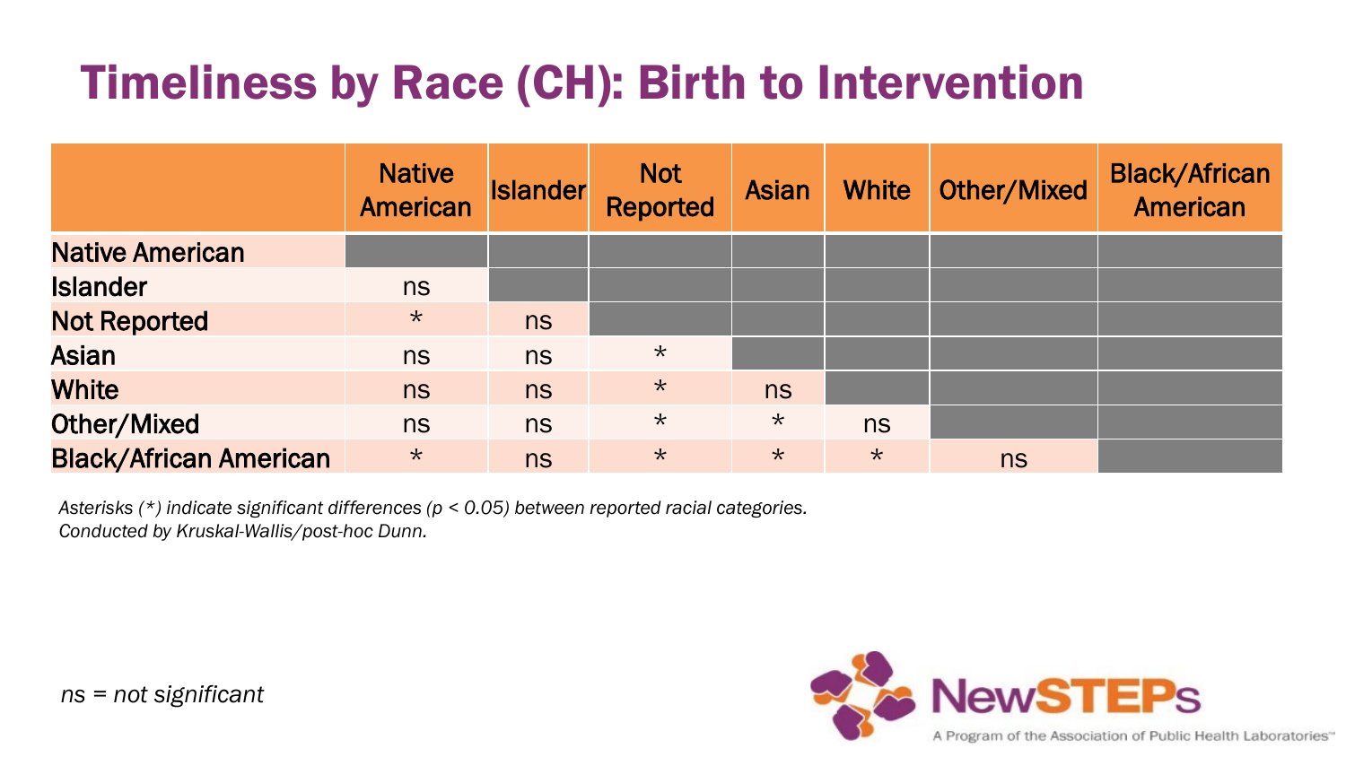# Timeliness by Race (CH): Birth to Intervention

| | Native American | Islander | Not Reported | Asian | White | Other/Mixed | Black/African American |
|---|---|---|---|---|---|---|---|
| Native American | | | | | | | |
| Islander | ns | | | | | | |
| Not Reported | * | ns | | | | | |
| Asian | ns | ns | * | | | | |
| White | ns | ns | * | ns | | | |
| Other/Mixed | ns | ns | * | * | ns | | |
| Black/African American | * | ns | * | * | * | ns | |

*Asterisks (*) indicate significant differences ($p < 0.05$) between reported racial categories.*
*Conducted by Kruskal-Wallis/post-hoc Dunn.*

*ns = not significant*

NewSTEPs

A Program of the Association of Public Health Laboratories™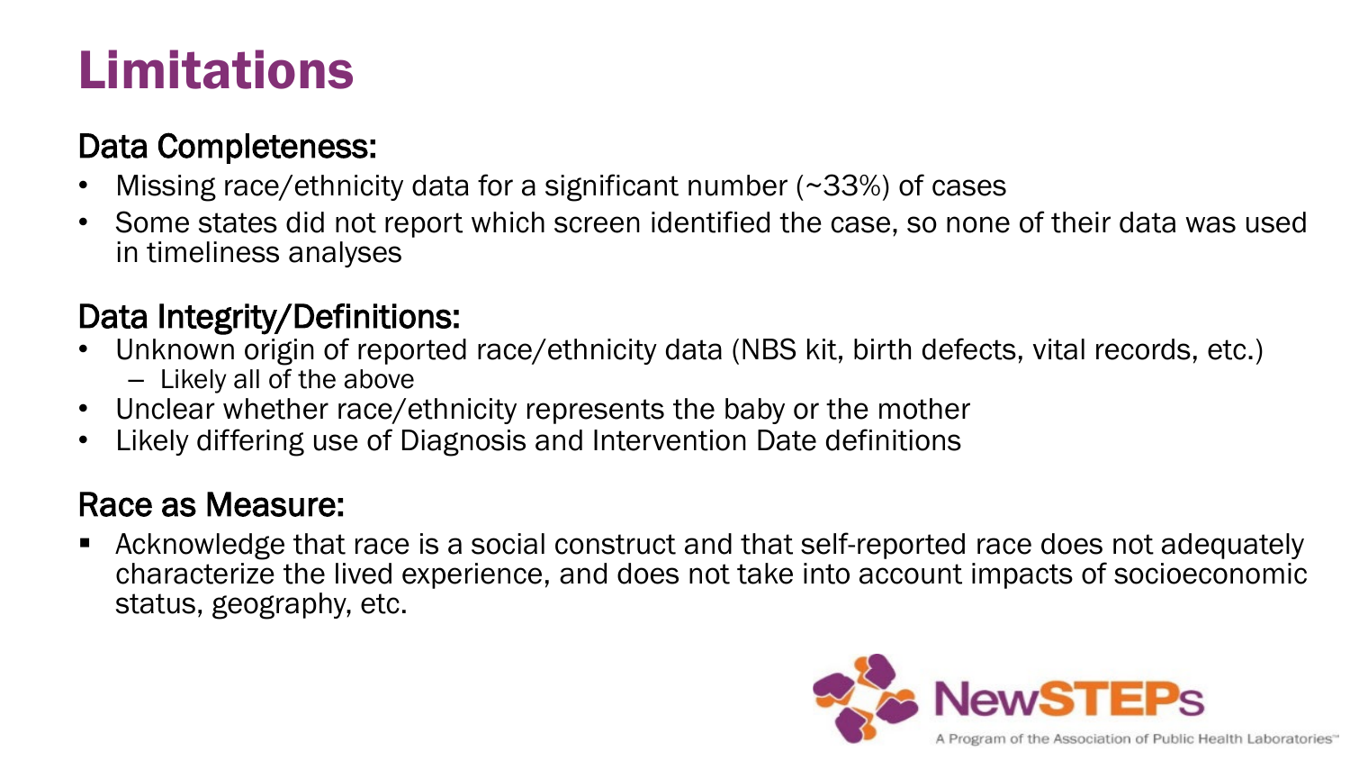# Limitations

## Data Completeness:

- Missing race/ethnicity data for a significant number (~33%) of cases
- Some states did not report which screen identified the case, so none of their data was used in timeliness analyses

## Data Integrity/Definitions:

- Unknown origin of reported race/ethnicity data (NBS kit, birth defects, vital records, etc.)
  - Likely all of the above
- Unclear whether race/ethnicity represents the baby or the mother
- Likely differing use of Diagnosis and Intervention Date definitions

## Race as Measure:

- Acknowledge that race is a social construct and that self-reported race does not adequately characterize the lived experience, and does not take into account impacts of socioeconomic status, geography, etc.

NewSTEPs
A Program of the Association of Public Health Laboratories™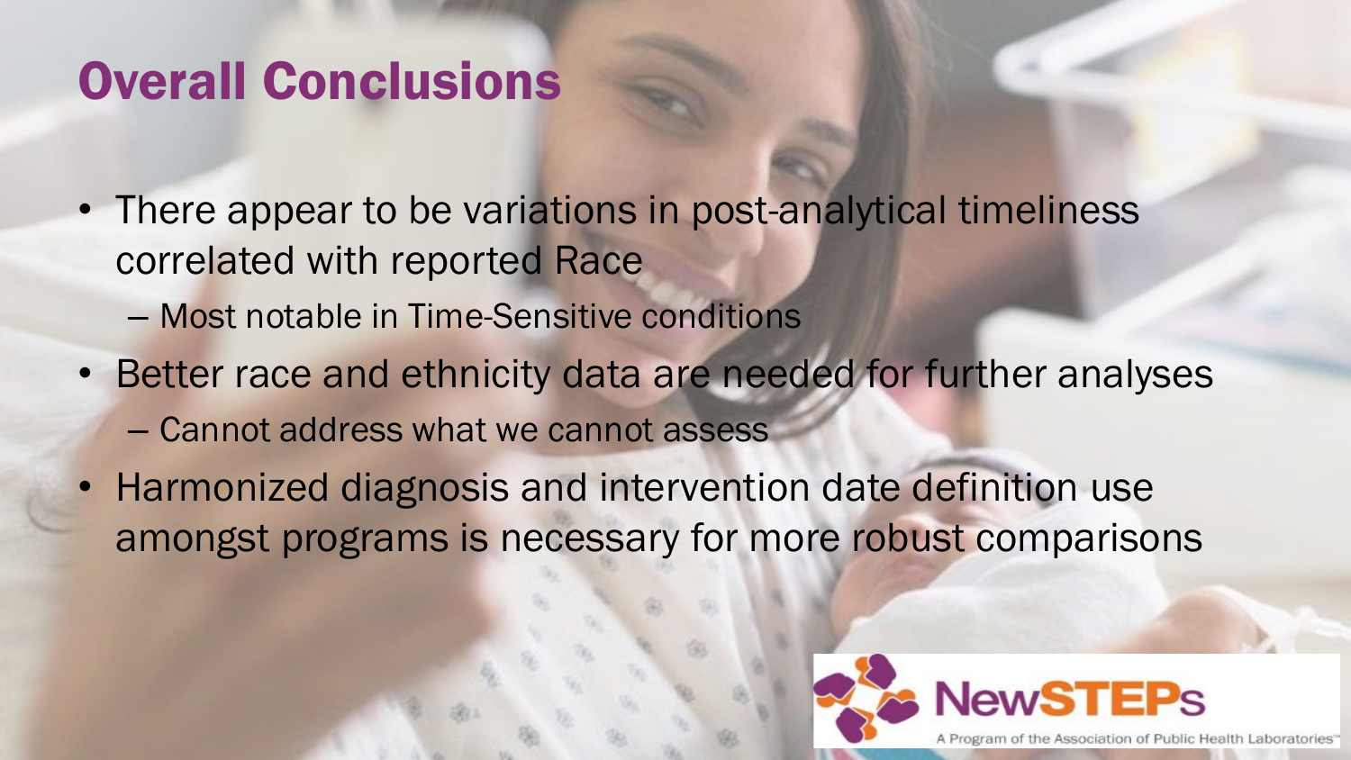# Overall Conclusions

- There appear to be variations in post-analytical timeliness correlated with reported Race
  - Most notable in Time-Sensitive conditions
- Better race and ethnicity data are needed for further analyses
  - Cannot address what we cannot assess
- Harmonized diagnosis and intervention date definition use amongst programs is necessary for more robust comparisons

NewSTEPs

A Program of the Association of Public Health Laboratories™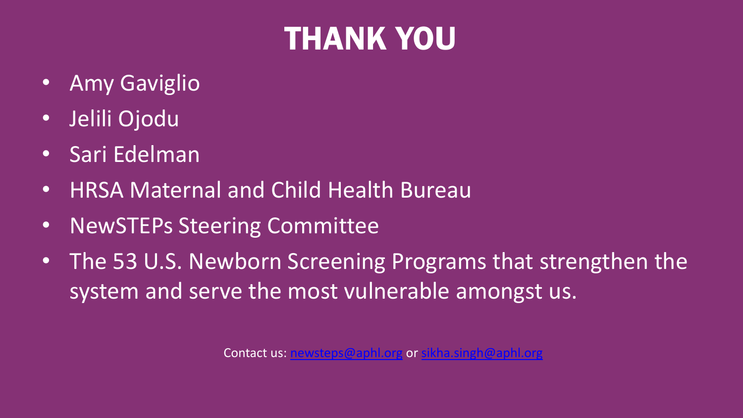# THANK YOU

- Amy Gaviglio
- Jelili Ojodu
- Sari Edelman
- HRSA Maternal and Child Health Bureau
- NewSTEPs Steering Committee
- The 53 U.S. Newborn Screening Programs that strengthen the system and serve the most vulnerable amongst us.

Contact us: newsteps@aphl.org or sikha.singh@aphl.org